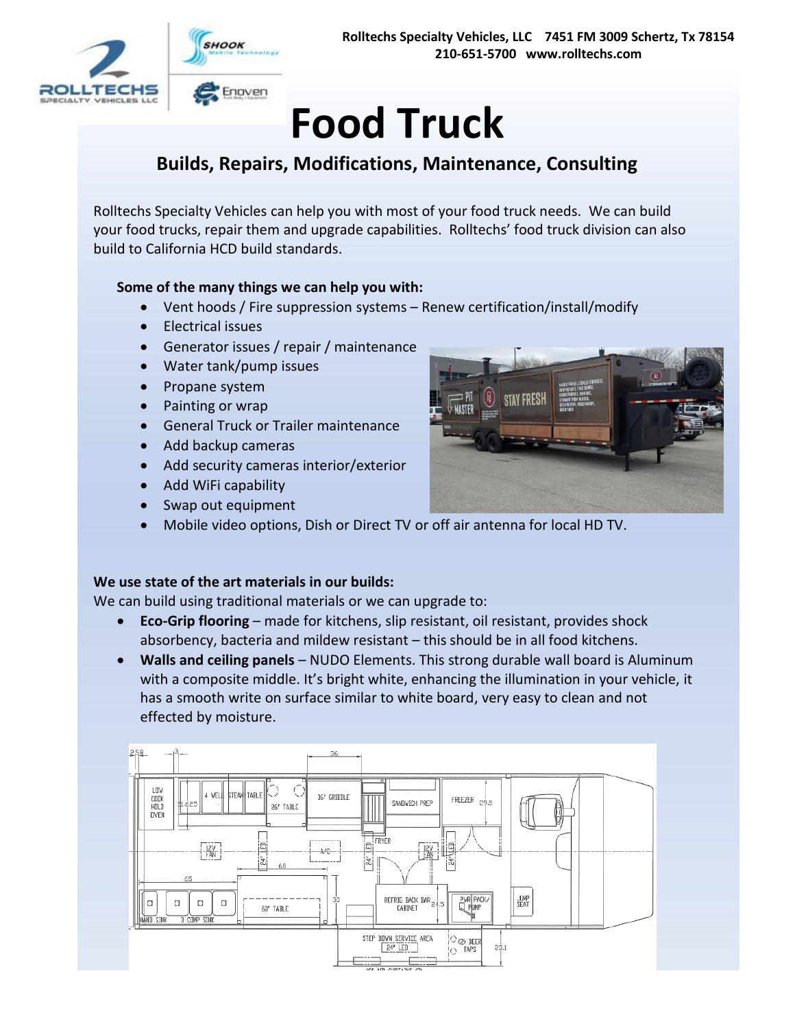Rolltechs Specialty Vehicles, LLC 7451 FM 3009 Schertz, Tx 78154
210-651-5700 www.rolltechs.com

# Food Truck

## Builds, Repairs, Modifications, Maintenance, Consulting

Rolltechs Specialty Vehicles can help you with most of your food truck needs. We can build your food trucks, repair them and upgrade capabilities. Rolltechs' food truck division can also build to California HCD build standards.

**Some of the many things we can help you with:**

- Vent hoods / Fire suppression systems – Renew certification/install/modify
- Electrical issues
- Generator issues / repair / maintenance
- Water tank/pump issues
- Propane system
- Painting or wrap
- General Truck or Trailer maintenance
- Add backup cameras
- Add security cameras interior/exterior
- Add WiFi capability
- Swap out equipment
- Mobile video options, Dish or Direct TV or off air antenna for local HD TV.

**We use state of the art materials in our builds:**

We can build using traditional materials or we can upgrade to:

- **Eco-Grip flooring** – made for kitchens, slip resistant, oil resistant, provides shock absorbency, bacteria and mildew resistant – this should be in all food kitchens.
- **Walls and ceiling panels** – NUDO Elements. This strong durable wall board is Aluminum with a composite middle. It's bright white, enhancing the illumination in your vehicle, it has a smooth write on surface similar to white board, very easy to clean and not effected by moisture.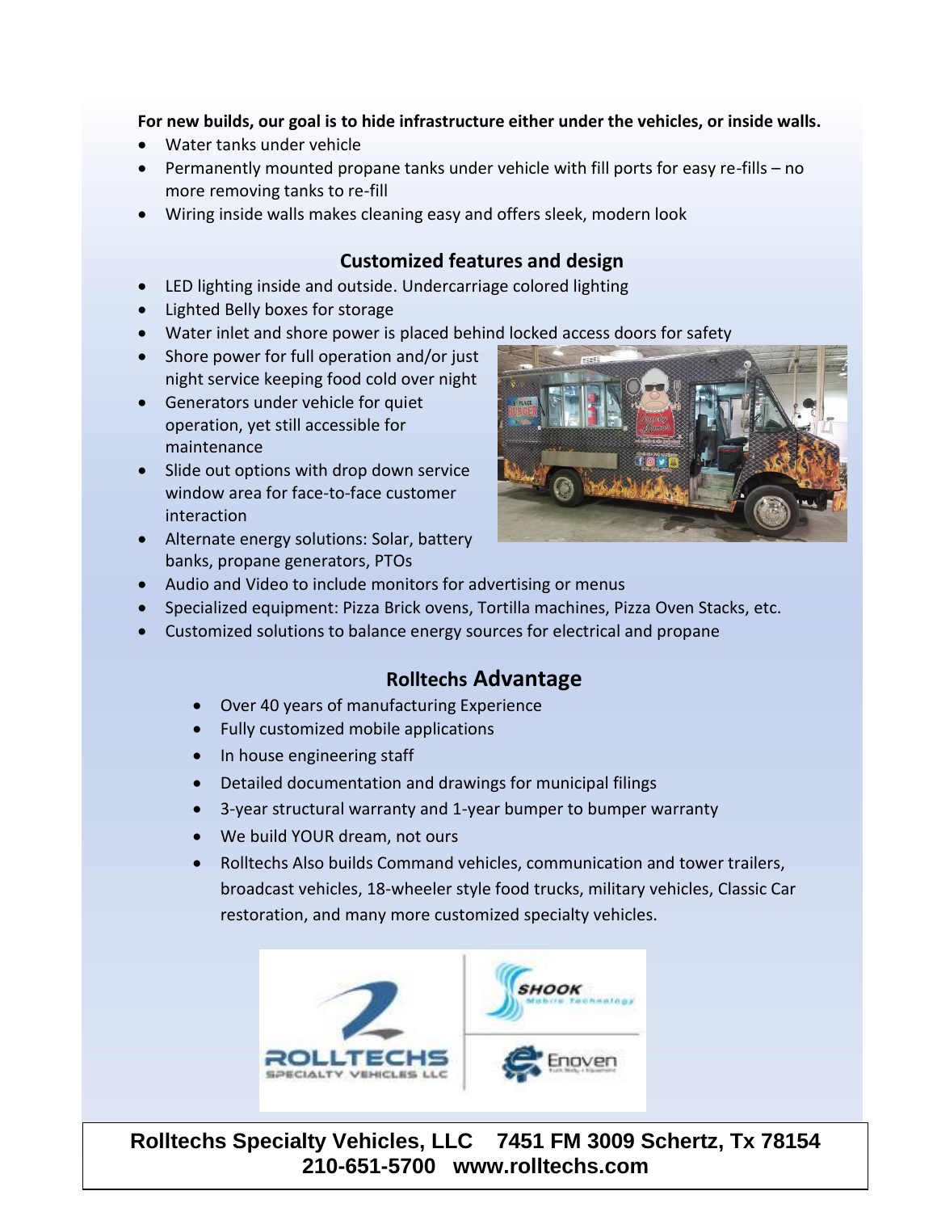**For new builds, our goal is to hide infrastructure either under the vehicles, or inside walls.**

- Water tanks under vehicle
- Permanently mounted propane tanks under vehicle with fill ports for easy re-fills – no more removing tanks to re-fill
- Wiring inside walls makes cleaning easy and offers sleek, modern look

## Customized features and design

- LED lighting inside and outside. Undercarriage colored lighting
- Lighted Belly boxes for storage
- Water inlet and shore power is placed behind locked access doors for safety
- Shore power for full operation and/or just night service keeping food cold over night
- Generators under vehicle for quiet operation, yet still accessible for maintenance
- Slide out options with drop down service window area for face-to-face customer interaction
- Alternate energy solutions: Solar, battery banks, propane generators, PTOs
- Audio and Video to include monitors for advertising or menus
- Specialized equipment: Pizza Brick ovens, Tortilla machines, Pizza Oven Stacks, etc.
- Customized solutions to balance energy sources for electrical and propane

## Rolltechs Advantage

- Over 40 years of manufacturing Experience
- Fully customized mobile applications
- In house engineering staff
- Detailed documentation and drawings for municipal filings
- 3-year structural warranty and 1-year bumper to bumper warranty
- We build YOUR dream, not ours
- Rolltechs Also builds Command vehicles, communication and tower trailers, broadcast vehicles, 18-wheeler style food trucks, military vehicles, Classic Car restoration, and many more customized specialty vehicles.

**Rolltechs Specialty Vehicles, LLC 7451 FM 3009 Schertz, Tx 78154**
**210-651-5700 www.rolltechs.com**